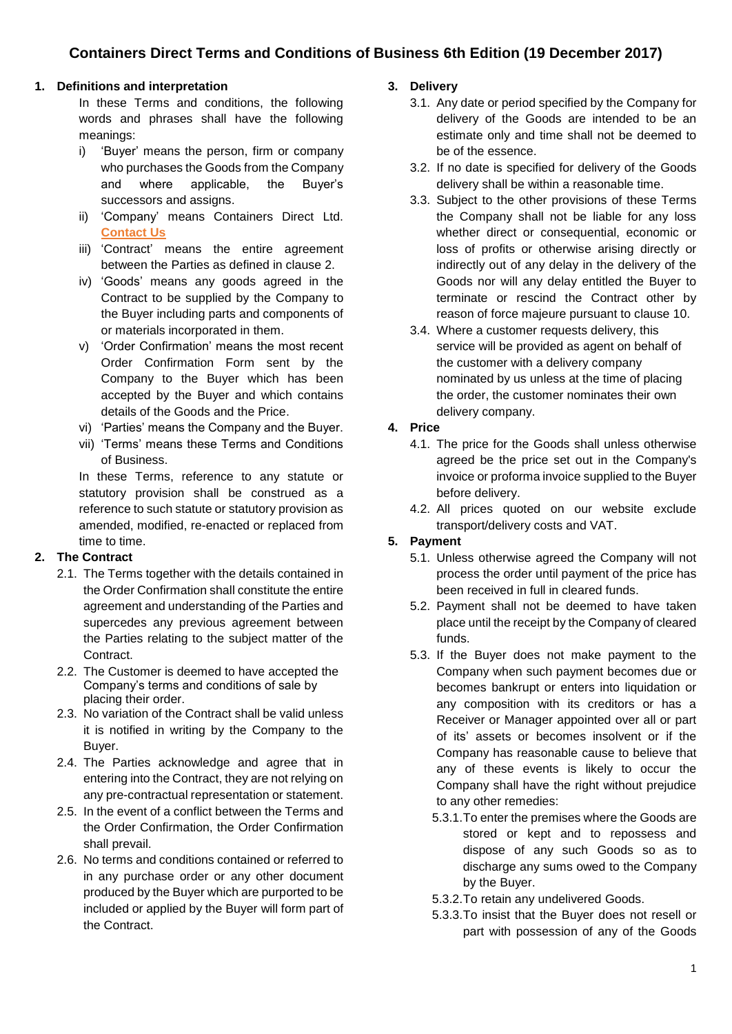# Containers Direct Terms and Conditions of Business 6th Edition (19 December 2017)

## 1. Definitions and interpretation

In these Terms and conditions, the following words and phrases shall have the following meanings:

i) 'Buyer' means the person, firm or company who purchases the Goods from the Company and where applicable, the Buyer's successors and assigns.

ii) 'Company' means Containers Direct Ltd. **Contact Us**

iii) 'Contract' means the entire agreement between the Parties as defined in clause 2.

iv) 'Goods' means any goods agreed in the Contract to be supplied by the Company to the Buyer including parts and components of or materials incorporated in them.

v) 'Order Confirmation' means the most recent Order Confirmation Form sent by the Company to the Buyer which has been accepted by the Buyer and which contains details of the Goods and the Price.

vi) 'Parties' means the Company and the Buyer.

vii) 'Terms' means these Terms and Conditions of Business.

In these Terms, reference to any statute or statutory provision shall be construed as a reference to such statute or statutory provision as amended, modified, re-enacted or replaced from time to time.

## 2. The Contract

2.1. The Terms together with the details contained in the Order Confirmation shall constitute the entire agreement and understanding of the Parties and supercedes any previous agreement between the Parties relating to the subject matter of the Contract.

2.2. The Customer is deemed to have accepted the Company's terms and conditions of sale by placing their order.

2.3. No variation of the Contract shall be valid unless it is notified in writing by the Company to the Buyer.

2.4. The Parties acknowledge and agree that in entering into the Contract, they are not relying on any pre-contractual representation or statement.

2.5. In the event of a conflict between the Terms and the Order Confirmation, the Order Confirmation shall prevail.

2.6. No terms and conditions contained or referred to in any purchase order or any other document produced by the Buyer which are purported to be included or applied by the Buyer will form part of the Contract.

## 3. Delivery

3.1. Any date or period specified by the Company for delivery of the Goods are intended to be an estimate only and time shall not be deemed to be of the essence.

3.2. If no date is specified for delivery of the Goods delivery shall be within a reasonable time.

3.3. Subject to the other provisions of these Terms the Company shall not be liable for any loss whether direct or consequential, economic or loss of profits or otherwise arising directly or indirectly out of any delay in the delivery of the Goods nor will any delay entitled the Buyer to terminate or rescind the Contract other by reason of force majeure pursuant to clause 10.

3.4. Where a customer requests delivery, this service will be provided as agent on behalf of the customer with a delivery company nominated by us unless at the time of placing the order, the customer nominates their own delivery company.

## 4. Price

4.1. The price for the Goods shall unless otherwise agreed be the price set out in the Company's invoice or proforma invoice supplied to the Buyer before delivery.

4.2. All prices quoted on our website exclude transport/delivery costs and VAT.

## 5. Payment

5.1. Unless otherwise agreed the Company will not process the order until payment of the price has been received in full in cleared funds.

5.2. Payment shall not be deemed to have taken place until the receipt by the Company of cleared funds.

5.3. If the Buyer does not make payment to the Company when such payment becomes due or becomes bankrupt or enters into liquidation or any composition with its creditors or has a Receiver or Manager appointed over all or part of its' assets or becomes insolvent or if the Company has reasonable cause to believe that any of these events is likely to occur the Company shall have the right without prejudice to any other remedies:

5.3.1. To enter the premises where the Goods are stored or kept and to repossess and dispose of any such Goods so as to discharge any sums owed to the Company by the Buyer.

5.3.2. To retain any undelivered Goods.

5.3.3. To insist that the Buyer does not resell or part with possession of any of the Goods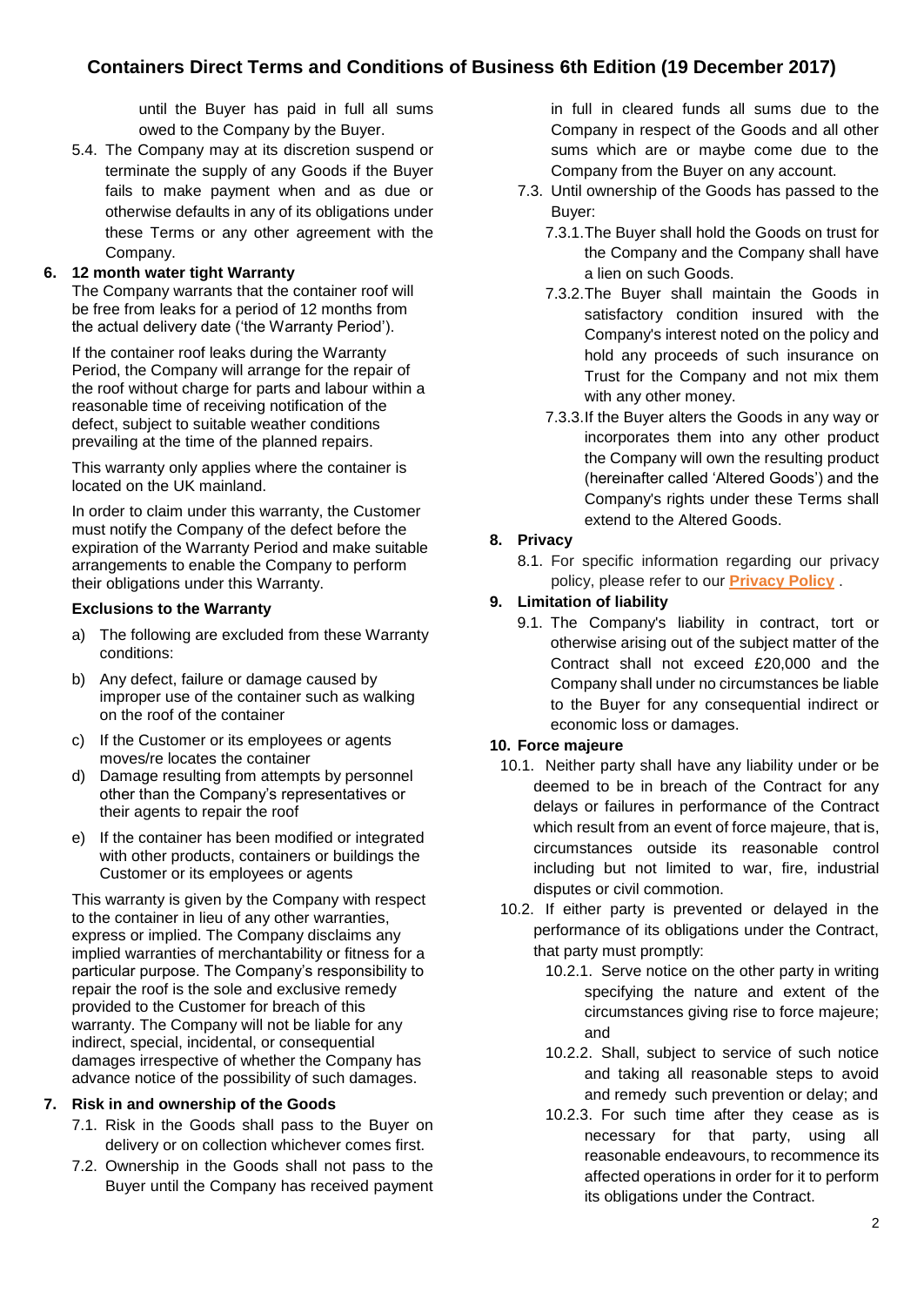until the Buyer has paid in full all sums owed to the Company by the Buyer.

5.4. The Company may at its discretion suspend or terminate the supply of any Goods if the Buyer fails to make payment when and as due or otherwise defaults in any of its obligations under these Terms or any other agreement with the Company.

## 6. 12 month water tight Warranty

The Company warrants that the container roof will be free from leaks for a period of 12 months from the actual delivery date ('the Warranty Period').

If the container roof leaks during the Warranty Period, the Company will arrange for the repair of the roof without charge for parts and labour within a reasonable time of receiving notification of the defect, subject to suitable weather conditions prevailing at the time of the planned repairs.

This warranty only applies where the container is located on the UK mainland.

In order to claim under this warranty, the Customer must notify the Company of the defect before the expiration of the Warranty Period and make suitable arrangements to enable the Company to perform their obligations under this Warranty.

**Exclusions to the Warranty**

a) The following are excluded from these Warranty conditions:

b) Any defect, failure or damage caused by improper use of the container such as walking on the roof of the container

c) If the Customer or its employees or agents moves/re locates the container

d) Damage resulting from attempts by personnel other than the Company's representatives or their agents to repair the roof

e) If the container has been modified or integrated with other products, containers or buildings the Customer or its employees or agents

This warranty is given by the Company with respect to the container in lieu of any other warranties, express or implied. The Company disclaims any implied warranties of merchantability or fitness for a particular purpose. The Company's responsibility to repair the roof is the sole and exclusive remedy provided to the Customer for breach of this warranty. The Company will not be liable for any indirect, special, incidental, or consequential damages irrespective of whether the Company has advance notice of the possibility of such damages.

## 7. Risk in and ownership of the Goods

7.1. Risk in the Goods shall pass to the Buyer on delivery or on collection whichever comes first.

7.2. Ownership in the Goods shall not pass to the Buyer until the Company has received payment in full in cleared funds all sums due to the Company in respect of the Goods and all other sums which are or maybe come due to the Company from the Buyer on any account.

7.3. Until ownership of the Goods has passed to the Buyer:

7.3.1. The Buyer shall hold the Goods on trust for the Company and the Company shall have a lien on such Goods.

7.3.2. The Buyer shall maintain the Goods in satisfactory condition insured with the Company's interest noted on the policy and hold any proceeds of such insurance on Trust for the Company and not mix them with any other money.

7.3.3. If the Buyer alters the Goods in any way or incorporates them into any other product the Company will own the resulting product (hereinafter called 'Altered Goods') and the Company's rights under these Terms shall extend to the Altered Goods.

## 8. Privacy

8.1. For specific information regarding our privacy policy, please refer to our **Privacy Policy** .

## 9. Limitation of liability

9.1. The Company's liability in contract, tort or otherwise arising out of the subject matter of the Contract shall not exceed £20,000 and the Company shall under no circumstances be liable to the Buyer for any consequential indirect or economic loss or damages.

## 10. Force majeure

10.1. Neither party shall have any liability under or be deemed to be in breach of the Contract for any delays or failures in performance of the Contract which result from an event of force majeure, that is, circumstances outside its reasonable control including but not limited to war, fire, industrial disputes or civil commotion.

10.2. If either party is prevented or delayed in the performance of its obligations under the Contract, that party must promptly:

10.2.1. Serve notice on the other party in writing specifying the nature and extent of the circumstances giving rise to force majeure; and

10.2.2. Shall, subject to service of such notice and taking all reasonable steps to avoid and remedy such prevention or delay; and

10.2.3. For such time after they cease as is necessary for that party, using all reasonable endeavours, to recommence its affected operations in order for it to perform its obligations under the Contract.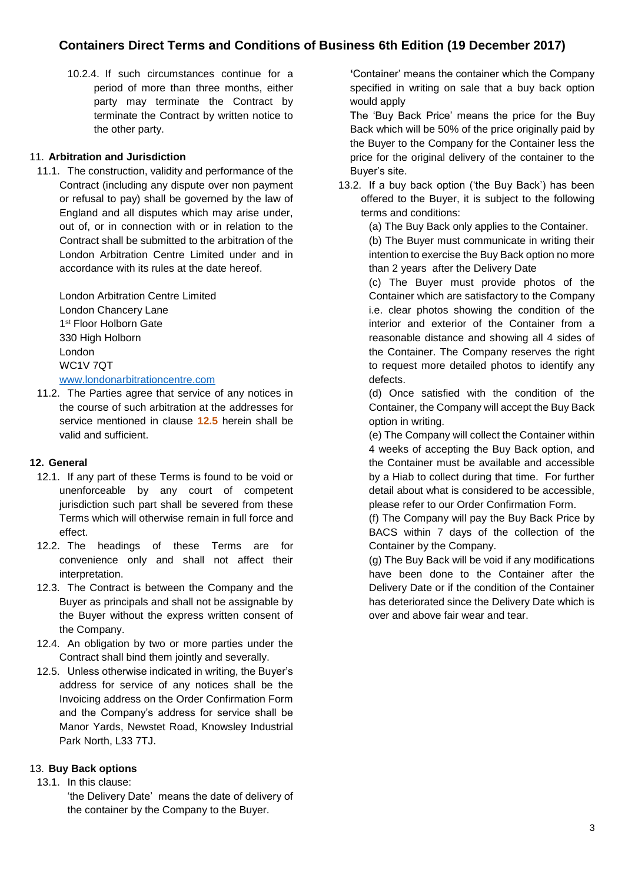10.2.4. If such circumstances continue for a period of more than three months, either party may terminate the Contract by terminate the Contract by written notice to the other party.

11. **Arbitration and Jurisdiction**

11.1. The construction, validity and performance of the Contract (including any dispute over non payment or refusal to pay) shall be governed by the law of England and all disputes which may arise under, out of, or in connection with or in relation to the Contract shall be submitted to the arbitration of the London Arbitration Centre Limited under and in accordance with its rules at the date hereof.

London Arbitration Centre Limited
London Chancery Lane
1st Floor Holborn Gate
330 High Holborn
London
WC1V 7QT
www.londonarbitrationcentre.com

11.2. The Parties agree that service of any notices in the course of such arbitration at the addresses for service mentioned in clause **12.5** herein shall be valid and sufficient.

12. **General**

12.1. If any part of these Terms is found to be void or unenforceable by any court of competent jurisdiction such part shall be severed from these Terms which will otherwise remain in full force and effect.

12.2. The headings of these Terms are for convenience only and shall not affect their interpretation.

12.3. The Contract is between the Company and the Buyer as principals and shall not be assignable by the Buyer without the express written consent of the Company.

12.4. An obligation by two or more parties under the Contract shall bind them jointly and severally.

12.5. Unless otherwise indicated in writing, the Buyer's address for service of any notices shall be the Invoicing address on the Order Confirmation Form and the Company's address for service shall be Manor Yards, Newstet Road, Knowsley Industrial Park North, L33 7TJ.

13. **Buy Back options**

13.1. In this clause:

'the Delivery Date' means the date of delivery of the container by the Company to the Buyer.

'Container' means the container which the Company specified in writing on sale that a buy back option would apply

The 'Buy Back Price' means the price for the Buy Back which will be 50% of the price originally paid by the Buyer to the Company for the Container less the price for the original delivery of the container to the Buyer's site.

13.2. If a buy back option ('the Buy Back') has been offered to the Buyer, it is subject to the following terms and conditions:

(a) The Buy Back only applies to the Container.

(b) The Buyer must communicate in writing their intention to exercise the Buy Back option no more than 2 years after the Delivery Date

(c) The Buyer must provide photos of the Container which are satisfactory to the Company i.e. clear photos showing the condition of the interior and exterior of the Container from a reasonable distance and showing all 4 sides of the Container. The Company reserves the right to request more detailed photos to identify any defects.

(d) Once satisfied with the condition of the Container, the Company will accept the Buy Back option in writing.

(e) The Company will collect the Container within 4 weeks of accepting the Buy Back option, and the Container must be available and accessible by a Hiab to collect during that time. For further detail about what is considered to be accessible, please refer to our Order Confirmation Form.

(f) The Company will pay the Buy Back Price by BACS within 7 days of the collection of the Container by the Company.

(g) The Buy Back will be void if any modifications have been done to the Container after the Delivery Date or if the condition of the Container has deteriorated since the Delivery Date which is over and above fair wear and tear.